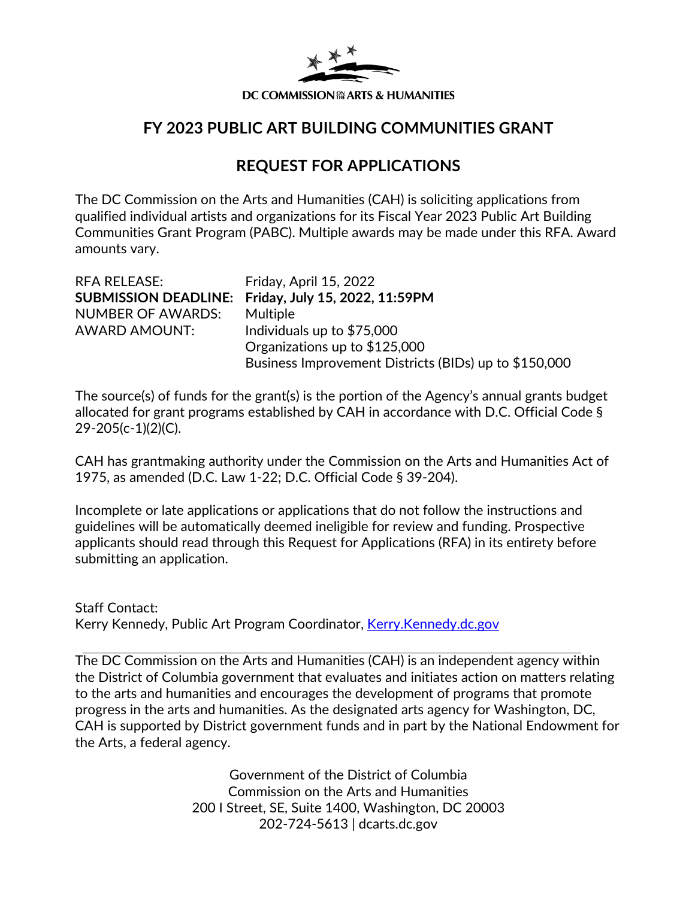DC COMMISSION ON THE ARTS & HUMANITIES

# FY 2023 PUBLIC ART BUILDING COMMUNITIES GRANT

## REQUEST FOR APPLICATIONS

The DC Commission on the Arts and Humanities (CAH) is soliciting applications from qualified individual artists and organizations for its Fiscal Year 2023 Public Art Building Communities Grant Program (PABC). Multiple awards may be made under this RFA. Award amounts vary.

| | |
|---|---|
| RFA RELEASE: | Friday, April 15, 2022 |
| **SUBMISSION DEADLINE:** | **Friday, July 15, 2022, 11:59PM** |
| NUMBER OF AWARDS: | Multiple |
| AWARD AMOUNT: | Individuals up to $75,000<br>Organizations up to $125,000<br>Business Improvement Districts (BIDs) up to $150,000 |

The source(s) of funds for the grant(s) is the portion of the Agency's annual grants budget allocated for grant programs established by CAH in accordance with D.C. Official Code § 29-205(c-1)(2)(C).

CAH has grantmaking authority under the Commission on the Arts and Humanities Act of 1975, as amended (D.C. Law 1-22; D.C. Official Code § 39-204).

Incomplete or late applications or applications that do not follow the instructions and guidelines will be automatically deemed ineligible for review and funding. Prospective applicants should read through this Request for Applications (RFA) in its entirety before submitting an application.

Staff Contact:
Kerry Kennedy, Public Art Program Coordinator, Kerry.Kennedy.dc.gov

---

The DC Commission on the Arts and Humanities (CAH) is an independent agency within the District of Columbia government that evaluates and initiates action on matters relating to the arts and humanities and encourages the development of programs that promote progress in the arts and humanities. As the designated arts agency for Washington, DC, CAH is supported by District government funds and in part by the National Endowment for the Arts, a federal agency.

Government of the District of Columbia
Commission on the Arts and Humanities
200 I Street, SE, Suite 1400, Washington, DC 20003
202-724-5613 | dcarts.dc.gov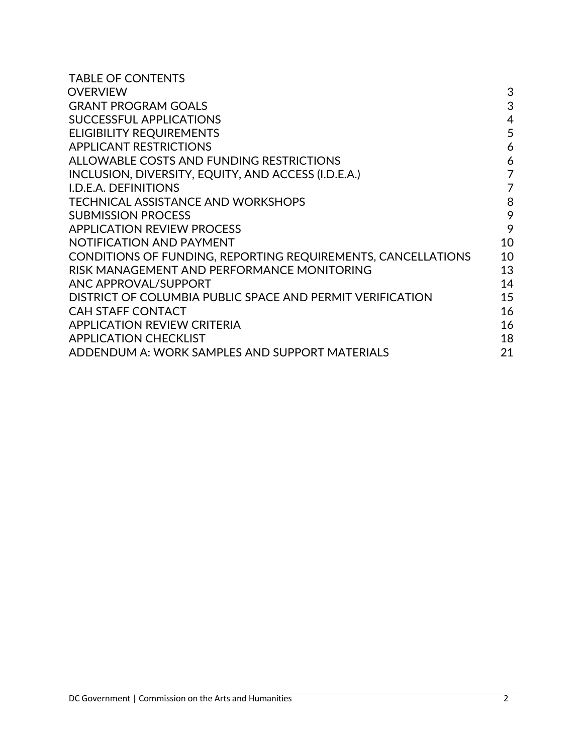# TABLE OF CONTENTS

| | |
|---|---|
| OVERVIEW | 3 |
| GRANT PROGRAM GOALS | 3 |
| SUCCESSFUL APPLICATIONS | 4 |
| ELIGIBILITY REQUIREMENTS | 5 |
| APPLICANT RESTRICTIONS | 6 |
| ALLOWABLE COSTS AND FUNDING RESTRICTIONS | 6 |
| INCLUSION, DIVERSITY, EQUITY, AND ACCESS (I.D.E.A.) | 7 |
| I.D.E.A. DEFINITIONS | 7 |
| TECHNICAL ASSISTANCE AND WORKSHOPS | 8 |
| SUBMISSION PROCESS | 9 |
| APPLICATION REVIEW PROCESS | 9 |
| NOTIFICATION AND PAYMENT | 10 |
| CONDITIONS OF FUNDING, REPORTING REQUIREMENTS, CANCELLATIONS | 10 |
| RISK MANAGEMENT AND PERFORMANCE MONITORING | 13 |
| ANC APPROVAL/SUPPORT | 14 |
| DISTRICT OF COLUMBIA PUBLIC SPACE AND PERMIT VERIFICATION | 15 |
| CAH STAFF CONTACT | 16 |
| APPLICATION REVIEW CRITERIA | 16 |
| APPLICATION CHECKLIST | 18 |
| ADDENDUM A: WORK SAMPLES AND SUPPORT MATERIALS | 21 |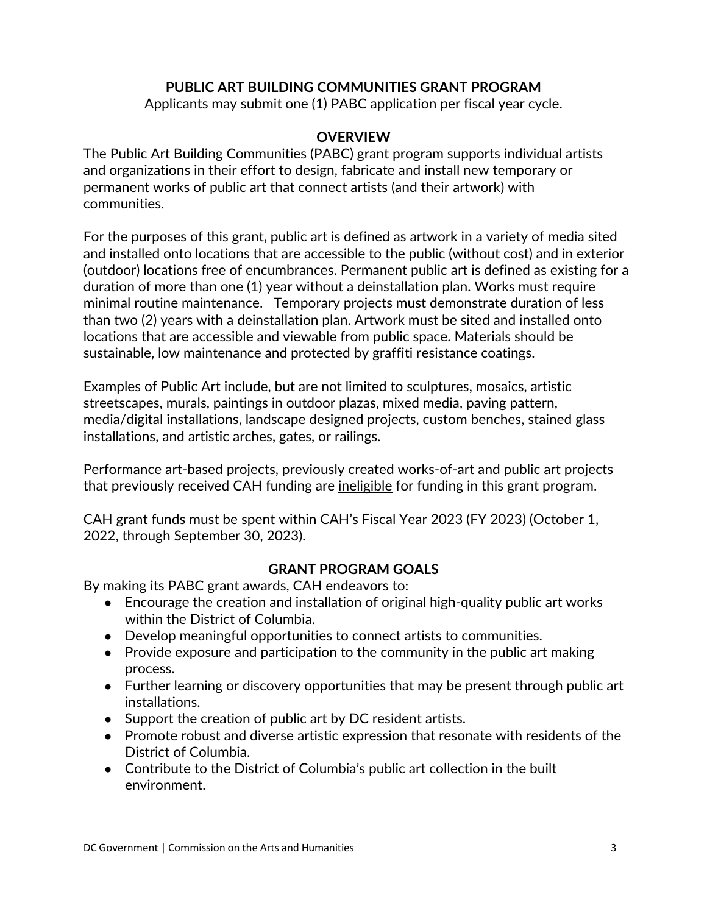## PUBLIC ART BUILDING COMMUNITIES GRANT PROGRAM

Applicants may submit one (1) PABC application per fiscal year cycle.

### OVERVIEW

The Public Art Building Communities (PABC) grant program supports individual artists and organizations in their effort to design, fabricate and install new temporary or permanent works of public art that connect artists (and their artwork) with communities.

For the purposes of this grant, public art is defined as artwork in a variety of media sited and installed onto locations that are accessible to the public (without cost) and in exterior (outdoor) locations free of encumbrances. Permanent public art is defined as existing for a duration of more than one (1) year without a deinstallation plan. Works must require minimal routine maintenance. Temporary projects must demonstrate duration of less than two (2) years with a deinstallation plan. Artwork must be sited and installed onto locations that are accessible and viewable from public space. Materials should be sustainable, low maintenance and protected by graffiti resistance coatings.

Examples of Public Art include, but are not limited to sculptures, mosaics, artistic streetscapes, murals, paintings in outdoor plazas, mixed media, paving pattern, media/digital installations, landscape designed projects, custom benches, stained glass installations, and artistic arches, gates, or railings.

Performance art-based projects, previously created works-of-art and public art projects that previously received CAH funding are <u>ineligible</u> for funding in this grant program.

CAH grant funds must be spent within CAH's Fiscal Year 2023 (FY 2023) (October 1, 2022, through September 30, 2023).

### GRANT PROGRAM GOALS

By making its PABC grant awards, CAH endeavors to:

- Encourage the creation and installation of original high-quality public art works within the District of Columbia.
- Develop meaningful opportunities to connect artists to communities.
- Provide exposure and participation to the community in the public art making process.
- Further learning or discovery opportunities that may be present through public art installations.
- Support the creation of public art by DC resident artists.
- Promote robust and diverse artistic expression that resonate with residents of the District of Columbia.
- Contribute to the District of Columbia's public art collection in the built environment.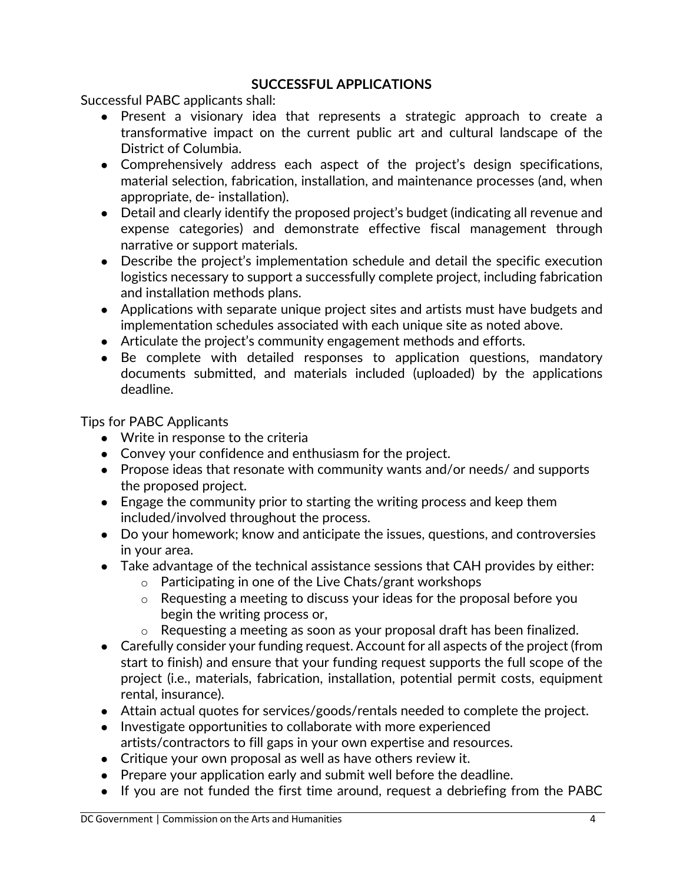## SUCCESSFUL APPLICATIONS

Successful PABC applicants shall:

- Present a visionary idea that represents a strategic approach to create a transformative impact on the current public art and cultural landscape of the District of Columbia.
- Comprehensively address each aspect of the project's design specifications, material selection, fabrication, installation, and maintenance processes (and, when appropriate, de- installation).
- Detail and clearly identify the proposed project's budget (indicating all revenue and expense categories) and demonstrate effective fiscal management through narrative or support materials.
- Describe the project's implementation schedule and detail the specific execution logistics necessary to support a successfully complete project, including fabrication and installation methods plans.
- Applications with separate unique project sites and artists must have budgets and implementation schedules associated with each unique site as noted above.
- Articulate the project's community engagement methods and efforts.
- Be complete with detailed responses to application questions, mandatory documents submitted, and materials included (uploaded) by the applications deadline.

Tips for PABC Applicants

- Write in response to the criteria
- Convey your confidence and enthusiasm for the project.
- Propose ideas that resonate with community wants and/or needs/ and supports the proposed project.
- Engage the community prior to starting the writing process and keep them included/involved throughout the process.
- Do your homework; know and anticipate the issues, questions, and controversies in your area.
- Take advantage of the technical assistance sessions that CAH provides by either:
  - Participating in one of the Live Chats/grant workshops
  - Requesting a meeting to discuss your ideas for the proposal before you begin the writing process or,
  - Requesting a meeting as soon as your proposal draft has been finalized.
- Carefully consider your funding request. Account for all aspects of the project (from start to finish) and ensure that your funding request supports the full scope of the project (i.e., materials, fabrication, installation, potential permit costs, equipment rental, insurance).
- Attain actual quotes for services/goods/rentals needed to complete the project.
- Investigate opportunities to collaborate with more experienced artists/contractors to fill gaps in your own expertise and resources.
- Critique your own proposal as well as have others review it.
- Prepare your application early and submit well before the deadline.
- If you are not funded the first time around, request a debriefing from the PABC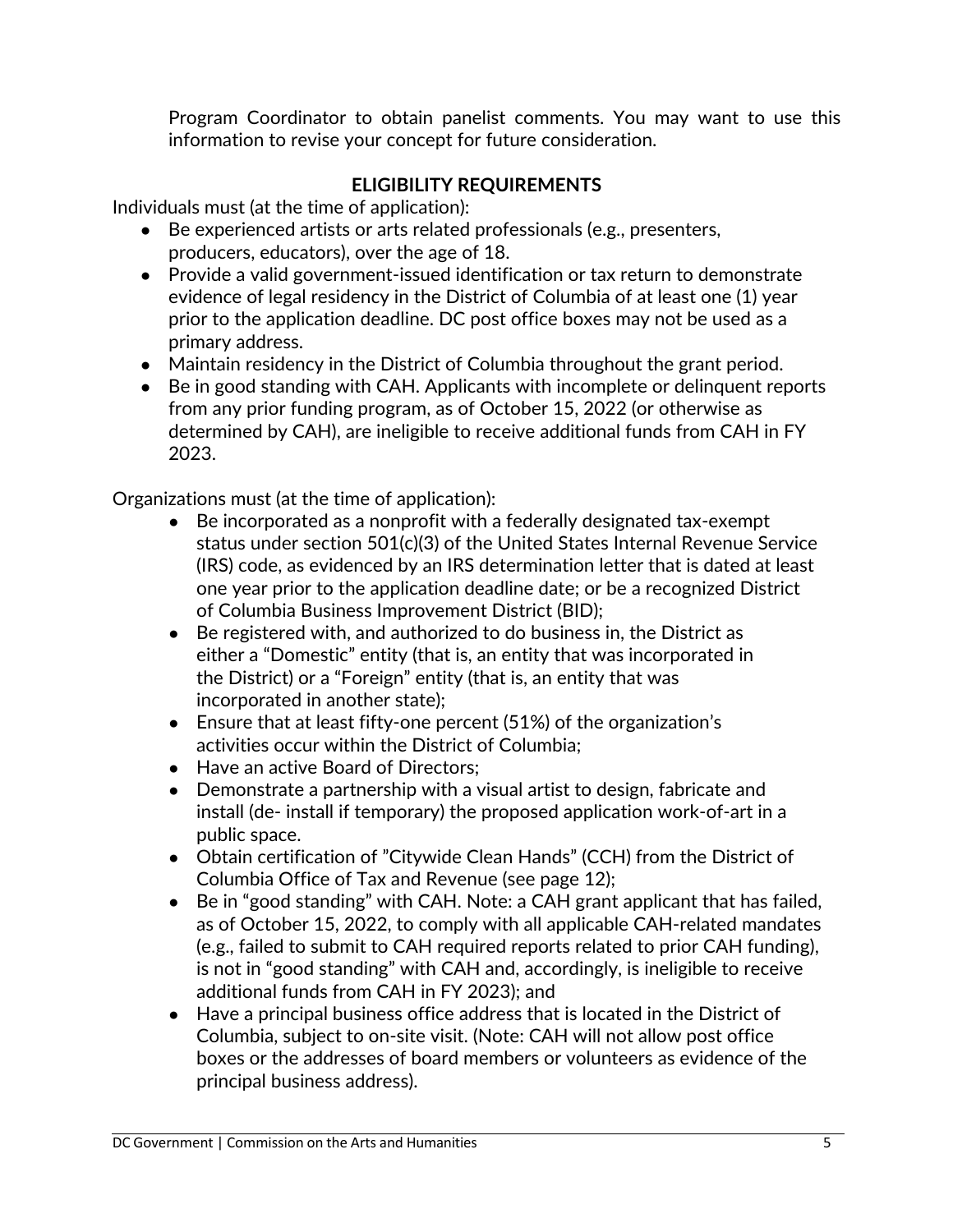Program Coordinator to obtain panelist comments. You may want to use this information to revise your concept for future consideration.

## ELIGIBILITY REQUIREMENTS

Individuals must (at the time of application):

- Be experienced artists or arts related professionals (e.g., presenters, producers, educators), over the age of 18.
- Provide a valid government-issued identification or tax return to demonstrate evidence of legal residency in the District of Columbia of at least one (1) year prior to the application deadline. DC post office boxes may not be used as a primary address.
- Maintain residency in the District of Columbia throughout the grant period.
- Be in good standing with CAH. Applicants with incomplete or delinquent reports from any prior funding program, as of October 15, 2022 (or otherwise as determined by CAH), are ineligible to receive additional funds from CAH in FY 2023.

Organizations must (at the time of application):

- Be incorporated as a nonprofit with a federally designated tax-exempt status under section 501(c)(3) of the United States Internal Revenue Service (IRS) code, as evidenced by an IRS determination letter that is dated at least one year prior to the application deadline date; or be a recognized District of Columbia Business Improvement District (BID);
- Be registered with, and authorized to do business in, the District as either a "Domestic" entity (that is, an entity that was incorporated in the District) or a "Foreign" entity (that is, an entity that was incorporated in another state);
- Ensure that at least fifty-one percent (51%) of the organization's activities occur within the District of Columbia;
- Have an active Board of Directors;
- Demonstrate a partnership with a visual artist to design, fabricate and install (de- install if temporary) the proposed application work-of-art in a public space.
- Obtain certification of "Citywide Clean Hands" (CCH) from the District of Columbia Office of Tax and Revenue (see page 12);
- Be in "good standing" with CAH. Note: a CAH grant applicant that has failed, as of October 15, 2022, to comply with all applicable CAH-related mandates (e.g., failed to submit to CAH required reports related to prior CAH funding), is not in "good standing" with CAH and, accordingly, is ineligible to receive additional funds from CAH in FY 2023); and
- Have a principal business office address that is located in the District of Columbia, subject to on-site visit. (Note: CAH will not allow post office boxes or the addresses of board members or volunteers as evidence of the principal business address).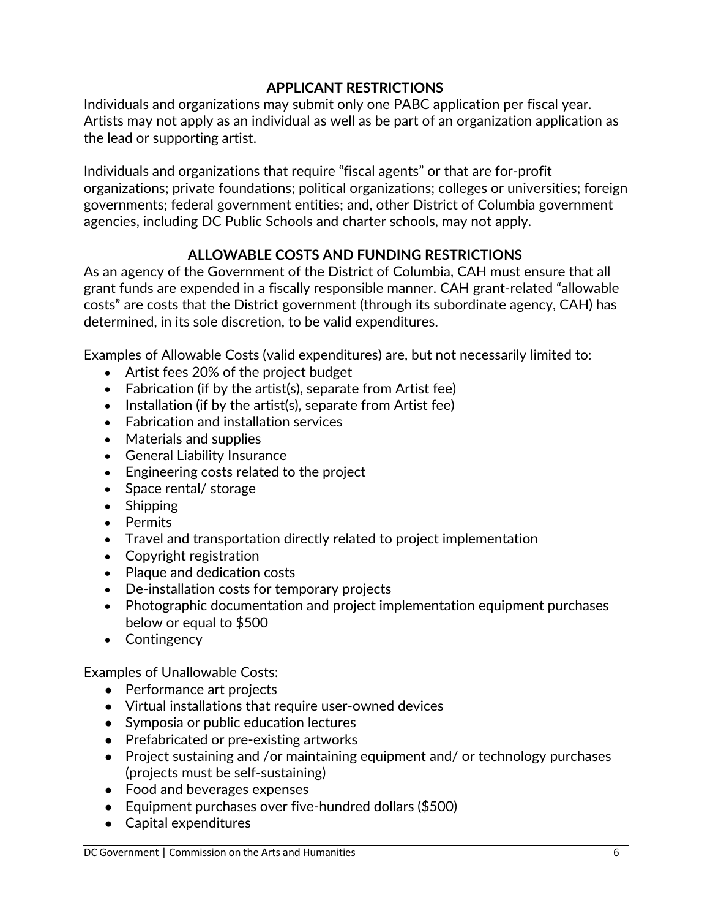## APPLICANT RESTRICTIONS

Individuals and organizations may submit only one PABC application per fiscal year. Artists may not apply as an individual as well as be part of an organization application as the lead or supporting artist.

Individuals and organizations that require "fiscal agents" or that are for-profit organizations; private foundations; political organizations; colleges or universities; foreign governments; federal government entities; and, other District of Columbia government agencies, including DC Public Schools and charter schools, may not apply.

## ALLOWABLE COSTS AND FUNDING RESTRICTIONS

As an agency of the Government of the District of Columbia, CAH must ensure that all grant funds are expended in a fiscally responsible manner. CAH grant-related "allowable costs" are costs that the District government (through its subordinate agency, CAH) has determined, in its sole discretion, to be valid expenditures.

Examples of Allowable Costs (valid expenditures) are, but not necessarily limited to:

- Artist fees 20% of the project budget
- Fabrication (if by the artist(s), separate from Artist fee)
- Installation (if by the artist(s), separate from Artist fee)
- Fabrication and installation services
- Materials and supplies
- General Liability Insurance
- Engineering costs related to the project
- Space rental/ storage
- Shipping
- Permits
- Travel and transportation directly related to project implementation
- Copyright registration
- Plaque and dedication costs
- De-installation costs for temporary projects
- Photographic documentation and project implementation equipment purchases below or equal to $500
- Contingency

Examples of Unallowable Costs:

- Performance art projects
- Virtual installations that require user-owned devices
- Symposia or public education lectures
- Prefabricated or pre-existing artworks
- Project sustaining and /or maintaining equipment and/ or technology purchases (projects must be self-sustaining)
- Food and beverages expenses
- Equipment purchases over five-hundred dollars ($500)
- Capital expenditures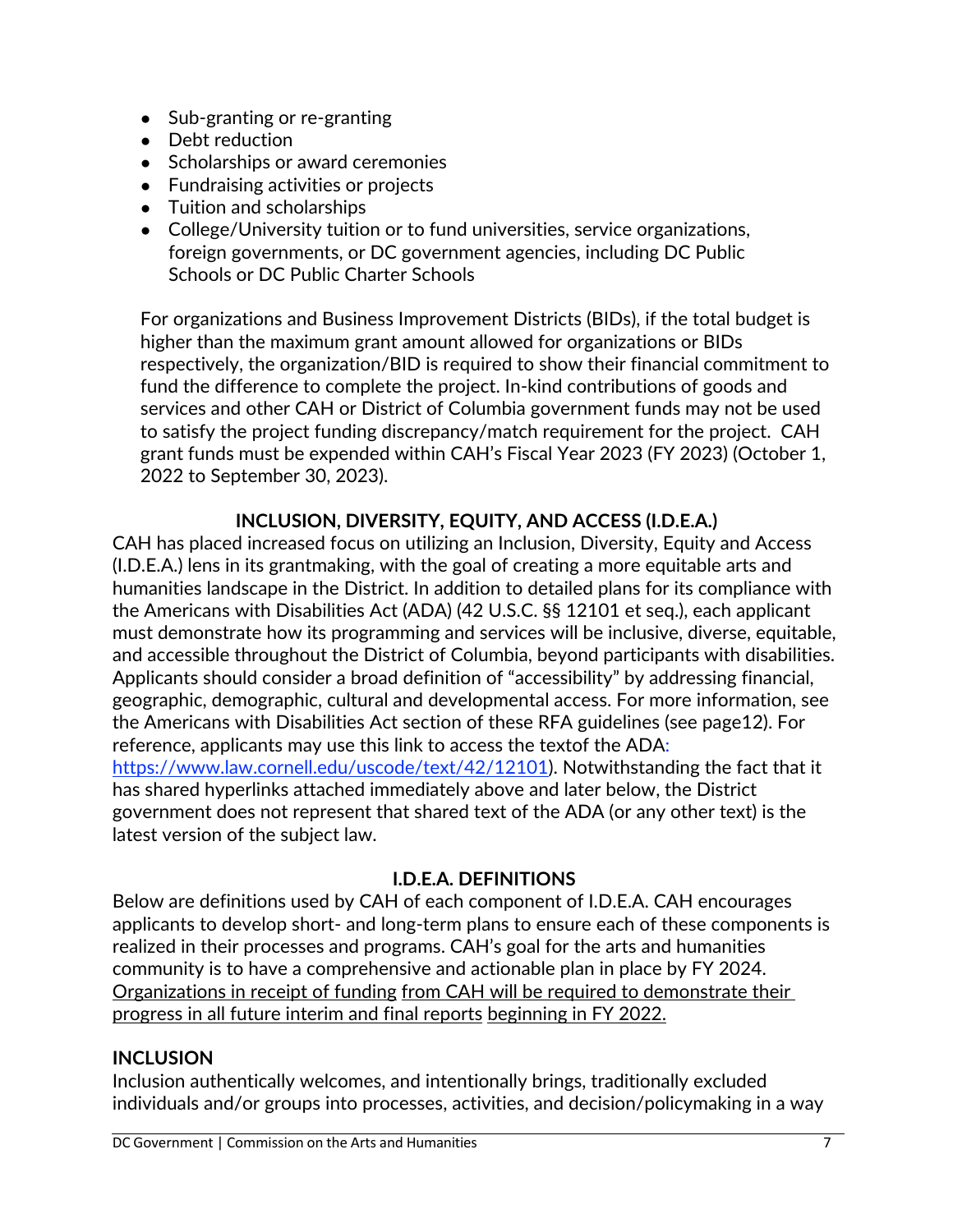- Sub-granting or re-granting
- Debt reduction
- Scholarships or award ceremonies
- Fundraising activities or projects
- Tuition and scholarships
- College/University tuition or to fund universities, service organizations, foreign governments, or DC government agencies, including DC Public Schools or DC Public Charter Schools

For organizations and Business Improvement Districts (BIDs), if the total budget is higher than the maximum grant amount allowed for organizations or BIDs respectively, the organization/BID is required to show their financial commitment to fund the difference to complete the project. In-kind contributions of goods and services and other CAH or District of Columbia government funds may not be used to satisfy the project funding discrepancy/match requirement for the project. CAH grant funds must be expended within CAH's Fiscal Year 2023 (FY 2023) (October 1, 2022 to September 30, 2023).

## INCLUSION, DIVERSITY, EQUITY, AND ACCESS (I.D.E.A.)

CAH has placed increased focus on utilizing an Inclusion, Diversity, Equity and Access (I.D.E.A.) lens in its grantmaking, with the goal of creating a more equitable arts and humanities landscape in the District. In addition to detailed plans for its compliance with the Americans with Disabilities Act (ADA) (42 U.S.C. §§ 12101 et seq.), each applicant must demonstrate how its programming and services will be inclusive, diverse, equitable, and accessible throughout the District of Columbia, beyond participants with disabilities. Applicants should consider a broad definition of "accessibility" by addressing financial, geographic, demographic, cultural and developmental access. For more information, see the Americans with Disabilities Act section of these RFA guidelines (see page12). For reference, applicants may use this link to access the textof the ADA: https://www.law.cornell.edu/uscode/text/42/12101). Notwithstanding the fact that it has shared hyperlinks attached immediately above and later below, the District government does not represent that shared text of the ADA (or any other text) is the latest version of the subject law.

## I.D.E.A. DEFINITIONS

Below are definitions used by CAH of each component of I.D.E.A. CAH encourages applicants to develop short- and long-term plans to ensure each of these components is realized in their processes and programs. CAH's goal for the arts and humanities community is to have a comprehensive and actionable plan in place by FY 2024. Organizations in receipt of funding from CAH will be required to demonstrate their progress in all future interim and final reports beginning in FY 2022.

### INCLUSION

Inclusion authentically welcomes, and intentionally brings, traditionally excluded individuals and/or groups into processes, activities, and decision/policymaking in a way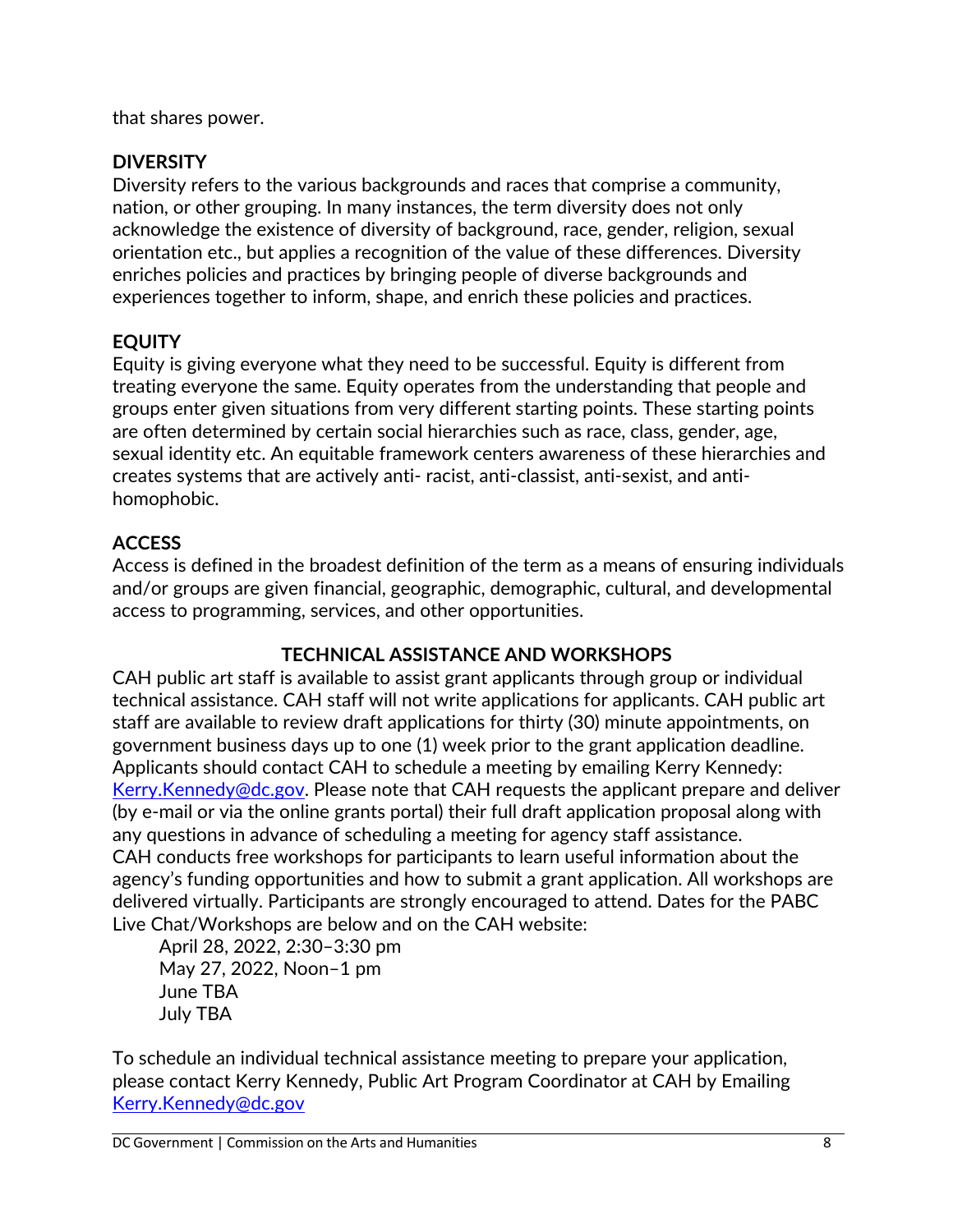that shares power.

**DIVERSITY**
Diversity refers to the various backgrounds and races that comprise a community, nation, or other grouping. In many instances, the term diversity does not only acknowledge the existence of diversity of background, race, gender, religion, sexual orientation etc., but applies a recognition of the value of these differences. Diversity enriches policies and practices by bringing people of diverse backgrounds and experiences together to inform, shape, and enrich these policies and practices.

**EQUITY**
Equity is giving everyone what they need to be successful. Equity is different from treating everyone the same. Equity operates from the understanding that people and groups enter given situations from very different starting points. These starting points are often determined by certain social hierarchies such as race, class, gender, age, sexual identity etc. An equitable framework centers awareness of these hierarchies and creates systems that are actively anti- racist, anti-classist, anti-sexist, and anti-homophobic.

**ACCESS**
Access is defined in the broadest definition of the term as a means of ensuring individuals and/or groups are given financial, geographic, demographic, cultural, and developmental access to programming, services, and other opportunities.

## TECHNICAL ASSISTANCE AND WORKSHOPS

CAH public art staff is available to assist grant applicants through group or individual technical assistance. CAH staff will not write applications for applicants. CAH public art staff are available to review draft applications for thirty (30) minute appointments, on government business days up to one (1) week prior to the grant application deadline. Applicants should contact CAH to schedule a meeting by emailing Kerry Kennedy: Kerry.Kennedy@dc.gov. Please note that CAH requests the applicant prepare and deliver (by e-mail or via the online grants portal) their full draft application proposal along with any questions in advance of scheduling a meeting for agency staff assistance.
CAH conducts free workshops for participants to learn useful information about the agency's funding opportunities and how to submit a grant application. All workshops are delivered virtually. Participants are strongly encouraged to attend. Dates for the PABC Live Chat/Workshops are below and on the CAH website:

April 28, 2022, 2:30–3:30 pm
May 27, 2022, Noon–1 pm
June TBA
July TBA

To schedule an individual technical assistance meeting to prepare your application, please contact Kerry Kennedy, Public Art Program Coordinator at CAH by Emailing Kerry.Kennedy@dc.gov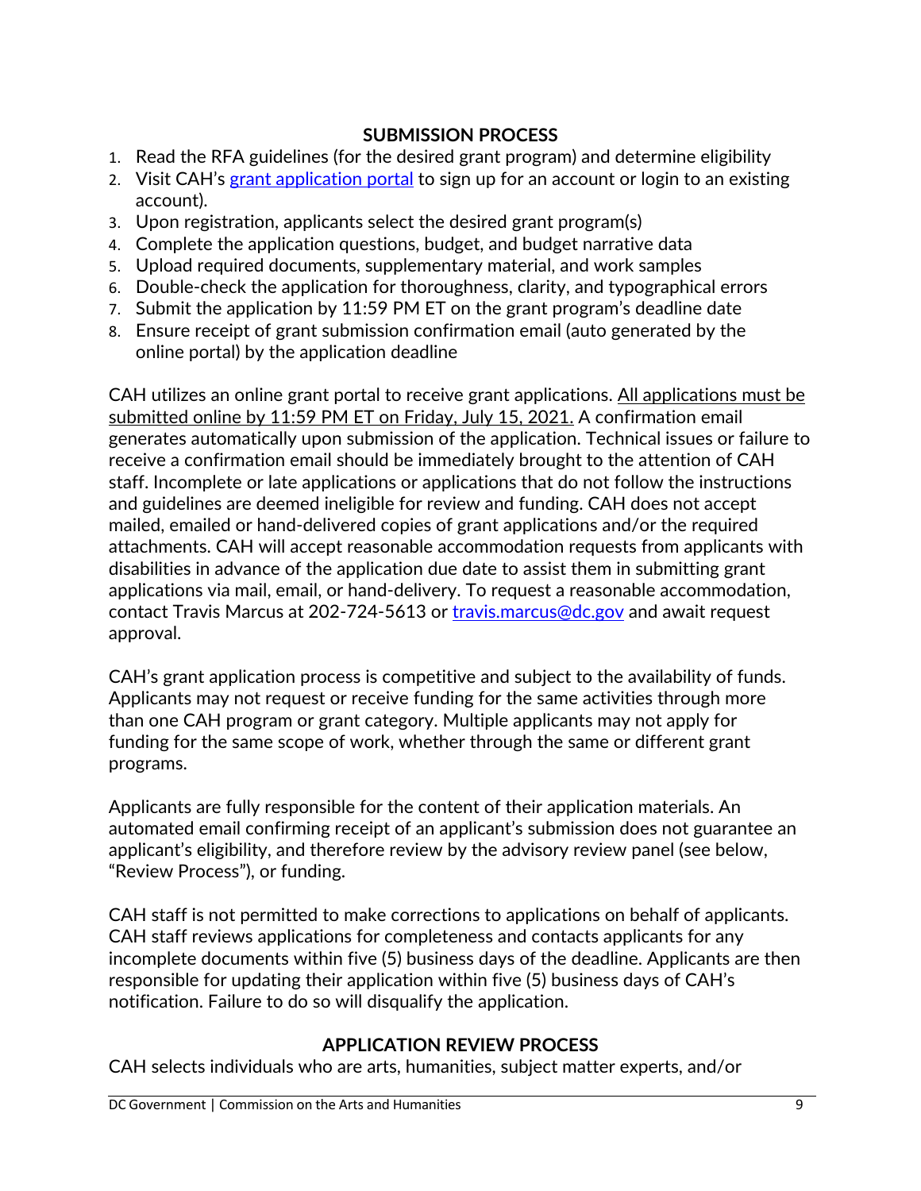## SUBMISSION PROCESS

1. Read the RFA guidelines (for the desired grant program) and determine eligibility
2. Visit CAH's grant application portal to sign up for an account or login to an existing account).
3. Upon registration, applicants select the desired grant program(s)
4. Complete the application questions, budget, and budget narrative data
5. Upload required documents, supplementary material, and work samples
6. Double-check the application for thoroughness, clarity, and typographical errors
7. Submit the application by 11:59 PM ET on the grant program's deadline date
8. Ensure receipt of grant submission confirmation email (auto generated by the online portal) by the application deadline

CAH utilizes an online grant portal to receive grant applications. <u>All applications must be submitted online by 11:59 PM ET on Friday, July 15, 2021.</u> A confirmation email generates automatically upon submission of the application. Technical issues or failure to receive a confirmation email should be immediately brought to the attention of CAH staff. Incomplete or late applications or applications that do not follow the instructions and guidelines are deemed ineligible for review and funding. CAH does not accept mailed, emailed or hand-delivered copies of grant applications and/or the required attachments. CAH will accept reasonable accommodation requests from applicants with disabilities in advance of the application due date to assist them in submitting grant applications via mail, email, or hand-delivery. To request a reasonable accommodation, contact Travis Marcus at 202-724-5613 or travis.marcus@dc.gov and await request approval.

CAH's grant application process is competitive and subject to the availability of funds. Applicants may not request or receive funding for the same activities through more than one CAH program or grant category. Multiple applicants may not apply for funding for the same scope of work, whether through the same or different grant programs.

Applicants are fully responsible for the content of their application materials. An automated email confirming receipt of an applicant's submission does not guarantee an applicant's eligibility, and therefore review by the advisory review panel (see below, "Review Process"), or funding.

CAH staff is not permitted to make corrections to applications on behalf of applicants. CAH staff reviews applications for completeness and contacts applicants for any incomplete documents within five (5) business days of the deadline. Applicants are then responsible for updating their application within five (5) business days of CAH's notification. Failure to do so will disqualify the application.

## APPLICATION REVIEW PROCESS

CAH selects individuals who are arts, humanities, subject matter experts, and/or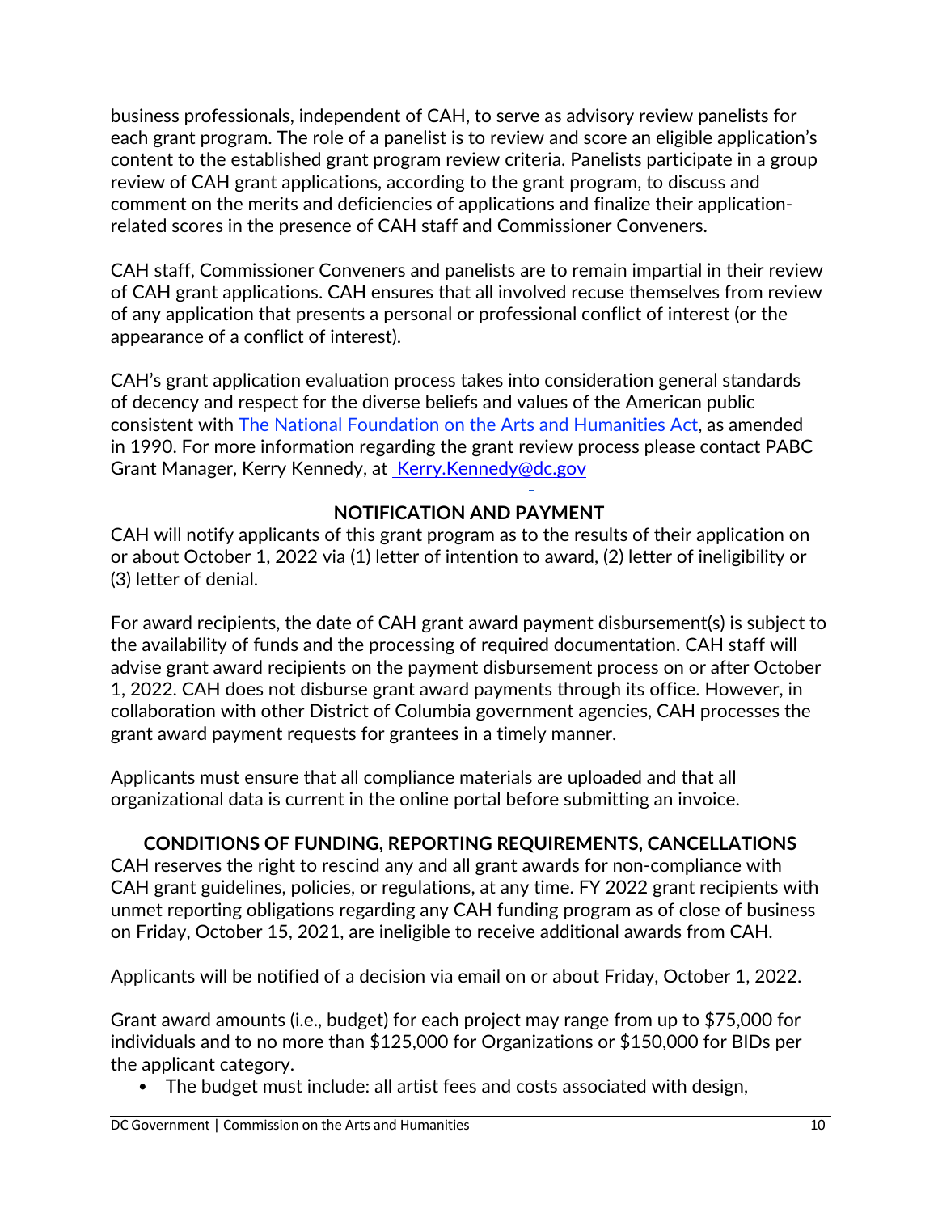business professionals, independent of CAH, to serve as advisory review panelists for each grant program. The role of a panelist is to review and score an eligible application's content to the established grant program review criteria. Panelists participate in a group review of CAH grant applications, according to the grant program, to discuss and comment on the merits and deficiencies of applications and finalize their application-related scores in the presence of CAH staff and Commissioner Conveners.

CAH staff, Commissioner Conveners and panelists are to remain impartial in their review of CAH grant applications. CAH ensures that all involved recuse themselves from review of any application that presents a personal or professional conflict of interest (or the appearance of a conflict of interest).

CAH's grant application evaluation process takes into consideration general standards of decency and respect for the diverse beliefs and values of the American public consistent with [The National Foundation on the Arts and Humanities Act](), as amended in 1990. For more information regarding the grant review process please contact PABC Grant Manager, Kerry Kennedy, at [Kerry.Kennedy@dc.gov](mailto:Kerry.Kennedy@dc.gov)

## NOTIFICATION AND PAYMENT

CAH will notify applicants of this grant program as to the results of their application on or about October 1, 2022 via (1) letter of intention to award, (2) letter of ineligibility or (3) letter of denial.

For award recipients, the date of CAH grant award payment disbursement(s) is subject to the availability of funds and the processing of required documentation. CAH staff will advise grant award recipients on the payment disbursement process on or after October 1, 2022. CAH does not disburse grant award payments through its office. However, in collaboration with other District of Columbia government agencies, CAH processes the grant award payment requests for grantees in a timely manner.

Applicants must ensure that all compliance materials are uploaded and that all organizational data is current in the online portal before submitting an invoice.

## CONDITIONS OF FUNDING, REPORTING REQUIREMENTS, CANCELLATIONS

CAH reserves the right to rescind any and all grant awards for non-compliance with CAH grant guidelines, policies, or regulations, at any time. FY 2022 grant recipients with unmet reporting obligations regarding any CAH funding program as of close of business on Friday, October 15, 2021, are ineligible to receive additional awards from CAH.

Applicants will be notified of a decision via email on or about Friday, October 1, 2022.

Grant award amounts (i.e., budget) for each project may range from up to $75,000 for individuals and to no more than $125,000 for Organizations or $150,000 for BIDs per the applicant category.

- The budget must include: all artist fees and costs associated with design,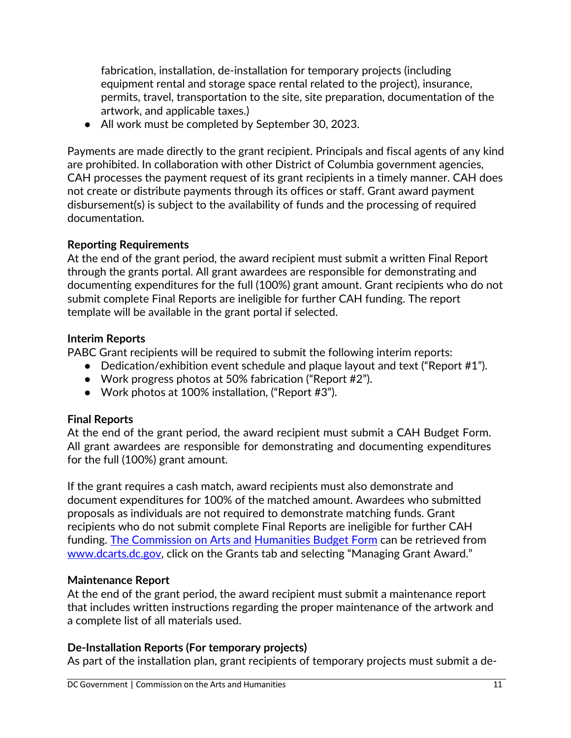fabrication, installation, de-installation for temporary projects (including equipment rental and storage space rental related to the project), insurance, permits, travel, transportation to the site, site preparation, documentation of the artwork, and applicable taxes.)

- All work must be completed by September 30, 2023.

Payments are made directly to the grant recipient. Principals and fiscal agents of any kind are prohibited. In collaboration with other District of Columbia government agencies, CAH processes the payment request of its grant recipients in a timely manner. CAH does not create or distribute payments through its offices or staff. Grant award payment disbursement(s) is subject to the availability of funds and the processing of required documentation.

**Reporting Requirements**

At the end of the grant period, the award recipient must submit a written Final Report through the grants portal. All grant awardees are responsible for demonstrating and documenting expenditures for the full (100%) grant amount. Grant recipients who do not submit complete Final Reports are ineligible for further CAH funding. The report template will be available in the grant portal if selected.

**Interim Reports**

PABC Grant recipients will be required to submit the following interim reports:

- Dedication/exhibition event schedule and plaque layout and text ("Report #1").
- Work progress photos at 50% fabrication ("Report #2").
- Work photos at 100% installation, ("Report #3").

**Final Reports**

At the end of the grant period, the award recipient must submit a CAH Budget Form. All grant awardees are responsible for demonstrating and documenting expenditures for the full (100%) grant amount.

If the grant requires a cash match, award recipients must also demonstrate and document expenditures for 100% of the matched amount. Awardees who submitted proposals as individuals are not required to demonstrate matching funds. Grant recipients who do not submit complete Final Reports are ineligible for further CAH funding. The Commission on Arts and Humanities Budget Form can be retrieved from www.dcarts.dc.gov, click on the Grants tab and selecting "Managing Grant Award."

**Maintenance Report**

At the end of the grant period, the award recipient must submit a maintenance report that includes written instructions regarding the proper maintenance of the artwork and a complete list of all materials used.

**De-Installation Reports (For temporary projects)**

As part of the installation plan, grant recipients of temporary projects must submit a de-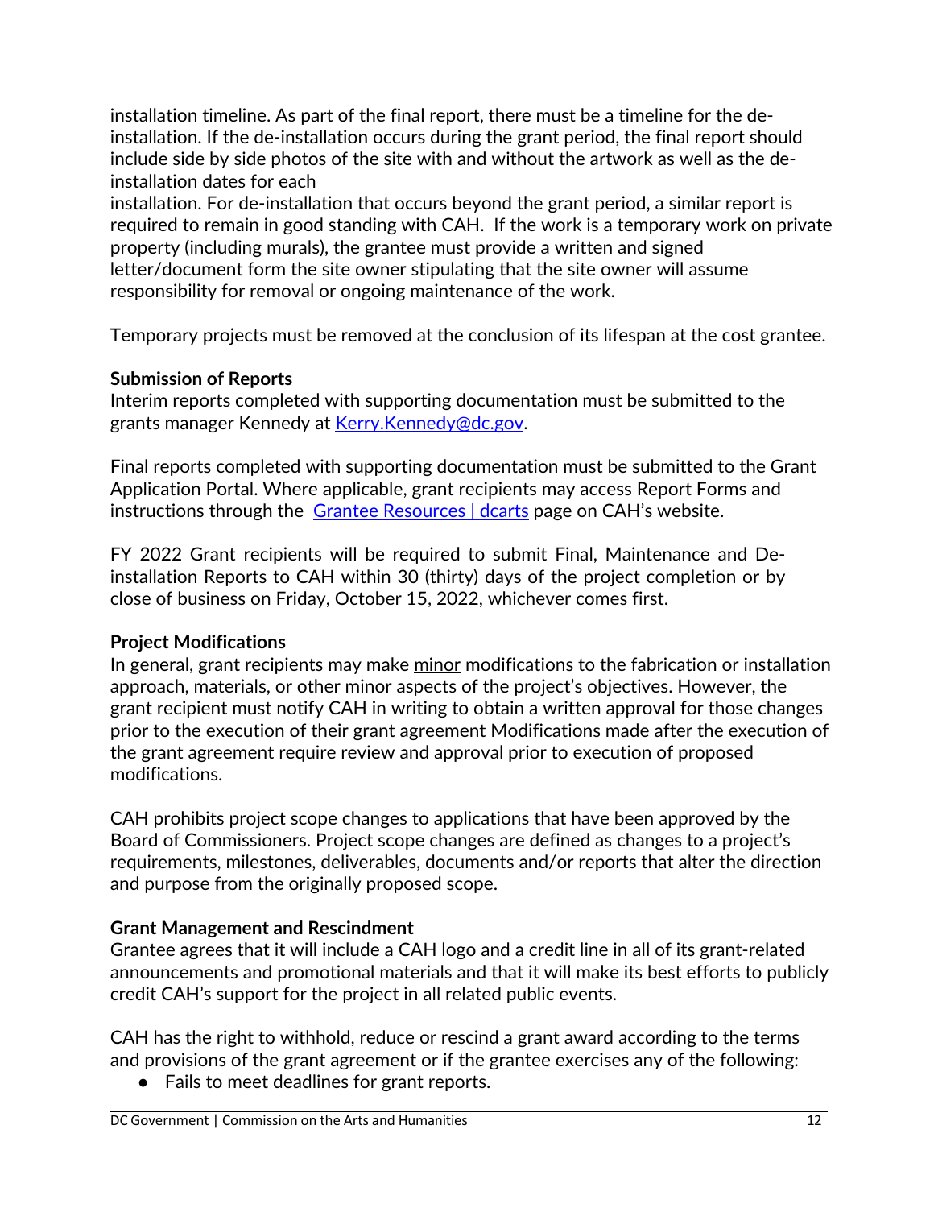installation timeline. As part of the final report, there must be a timeline for the de-installation. If the de-installation occurs during the grant period, the final report should include side by side photos of the site with and without the artwork as well as the de-installation dates for each installation. For de-installation that occurs beyond the grant period, a similar report is required to remain in good standing with CAH. If the work is a temporary work on private property (including murals), the grantee must provide a written and signed letter/document form the site owner stipulating that the site owner will assume responsibility for removal or ongoing maintenance of the work.

Temporary projects must be removed at the conclusion of its lifespan at the cost grantee.

**Submission of Reports**
Interim reports completed with supporting documentation must be submitted to the grants manager Kennedy at [Kerry.Kennedy@dc.gov](mailto:Kerry.Kennedy@dc.gov).

Final reports completed with supporting documentation must be submitted to the Grant Application Portal. Where applicable, grant recipients may access Report Forms and instructions through the [Grantee Resources | dcarts](#) page on CAH's website.

FY 2022 Grant recipients will be required to submit Final, Maintenance and De-installation Reports to CAH within 30 (thirty) days of the project completion or by close of business on Friday, October 15, 2022, whichever comes first.

**Project Modifications**
In general, grant recipients may make minor modifications to the fabrication or installation approach, materials, or other minor aspects of the project's objectives. However, the grant recipient must notify CAH in writing to obtain a written approval for those changes prior to the execution of their grant agreement Modifications made after the execution of the grant agreement require review and approval prior to execution of proposed modifications.

CAH prohibits project scope changes to applications that have been approved by the Board of Commissioners. Project scope changes are defined as changes to a project's requirements, milestones, deliverables, documents and/or reports that alter the direction and purpose from the originally proposed scope.

**Grant Management and Rescindment**
Grantee agrees that it will include a CAH logo and a credit line in all of its grant-related announcements and promotional materials and that it will make its best efforts to publicly credit CAH's support for the project in all related public events.

CAH has the right to withhold, reduce or rescind a grant award according to the terms and provisions of the grant agreement or if the grantee exercises any of the following:

- Fails to meet deadlines for grant reports.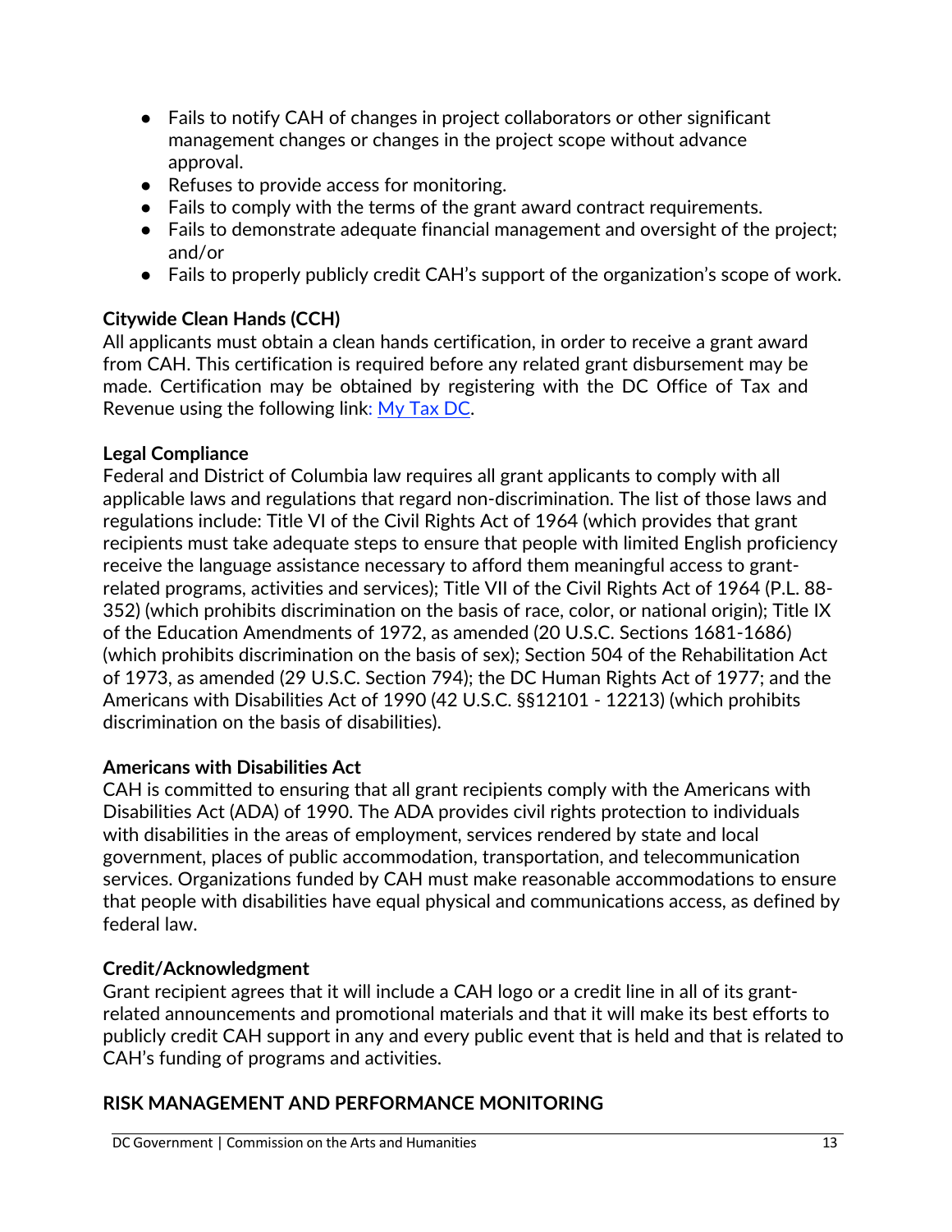- Fails to notify CAH of changes in project collaborators or other significant management changes or changes in the project scope without advance approval.
- Refuses to provide access for monitoring.
- Fails to comply with the terms of the grant award contract requirements.
- Fails to demonstrate adequate financial management and oversight of the project; and/or
- Fails to properly publicly credit CAH's support of the organization's scope of work.

**Citywide Clean Hands (CCH)**
All applicants must obtain a clean hands certification, in order to receive a grant award from CAH. This certification is required before any related grant disbursement may be made. Certification may be obtained by registering with the DC Office of Tax and Revenue using the following link: My Tax DC.

**Legal Compliance**
Federal and District of Columbia law requires all grant applicants to comply with all applicable laws and regulations that regard non-discrimination. The list of those laws and regulations include: Title VI of the Civil Rights Act of 1964 (which provides that grant recipients must take adequate steps to ensure that people with limited English proficiency receive the language assistance necessary to afford them meaningful access to grant-related programs, activities and services); Title VII of the Civil Rights Act of 1964 (P.L. 88-352) (which prohibits discrimination on the basis of race, color, or national origin); Title IX of the Education Amendments of 1972, as amended (20 U.S.C. Sections 1681-1686) (which prohibits discrimination on the basis of sex); Section 504 of the Rehabilitation Act of 1973, as amended (29 U.S.C. Section 794); the DC Human Rights Act of 1977; and the Americans with Disabilities Act of 1990 (42 U.S.C. §§12101 - 12213) (which prohibits discrimination on the basis of disabilities).

**Americans with Disabilities Act**
CAH is committed to ensuring that all grant recipients comply with the Americans with Disabilities Act (ADA) of 1990. The ADA provides civil rights protection to individuals with disabilities in the areas of employment, services rendered by state and local government, places of public accommodation, transportation, and telecommunication services. Organizations funded by CAH must make reasonable accommodations to ensure that people with disabilities have equal physical and communications access, as defined by federal law.

**Credit/Acknowledgment**
Grant recipient agrees that it will include a CAH logo or a credit line in all of its grant-related announcements and promotional materials and that it will make its best efforts to publicly credit CAH support in any and every public event that is held and that is related to CAH's funding of programs and activities.

## RISK MANAGEMENT AND PERFORMANCE MONITORING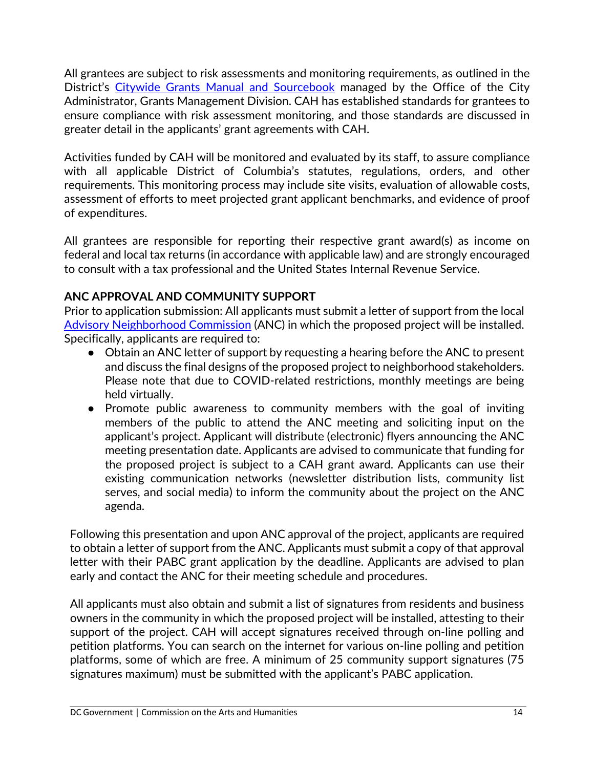All grantees are subject to risk assessments and monitoring requirements, as outlined in the District's Citywide Grants Manual and Sourcebook managed by the Office of the City Administrator, Grants Management Division. CAH has established standards for grantees to ensure compliance with risk assessment monitoring, and those standards are discussed in greater detail in the applicants' grant agreements with CAH.

Activities funded by CAH will be monitored and evaluated by its staff, to assure compliance with all applicable District of Columbia's statutes, regulations, orders, and other requirements. This monitoring process may include site visits, evaluation of allowable costs, assessment of efforts to meet projected grant applicant benchmarks, and evidence of proof of expenditures.

All grantees are responsible for reporting their respective grant award(s) as income on federal and local tax returns (in accordance with applicable law) and are strongly encouraged to consult with a tax professional and the United States Internal Revenue Service.

## ANC APPROVAL AND COMMUNITY SUPPORT

Prior to application submission: All applicants must submit a letter of support from the local Advisory Neighborhood Commission (ANC) in which the proposed project will be installed. Specifically, applicants are required to:

- Obtain an ANC letter of support by requesting a hearing before the ANC to present and discuss the final designs of the proposed project to neighborhood stakeholders. Please note that due to COVID-related restrictions, monthly meetings are being held virtually.
- Promote public awareness to community members with the goal of inviting members of the public to attend the ANC meeting and soliciting input on the applicant's project. Applicant will distribute (electronic) flyers announcing the ANC meeting presentation date. Applicants are advised to communicate that funding for the proposed project is subject to a CAH grant award. Applicants can use their existing communication networks (newsletter distribution lists, community list serves, and social media) to inform the community about the project on the ANC agenda.

Following this presentation and upon ANC approval of the project, applicants are required to obtain a letter of support from the ANC. Applicants must submit a copy of that approval letter with their PABC grant application by the deadline. Applicants are advised to plan early and contact the ANC for their meeting schedule and procedures.

All applicants must also obtain and submit a list of signatures from residents and business owners in the community in which the proposed project will be installed, attesting to their support of the project. CAH will accept signatures received through on-line polling and petition platforms. You can search on the internet for various on-line polling and petition platforms, some of which are free. A minimum of 25 community support signatures (75 signatures maximum) must be submitted with the applicant's PABC application.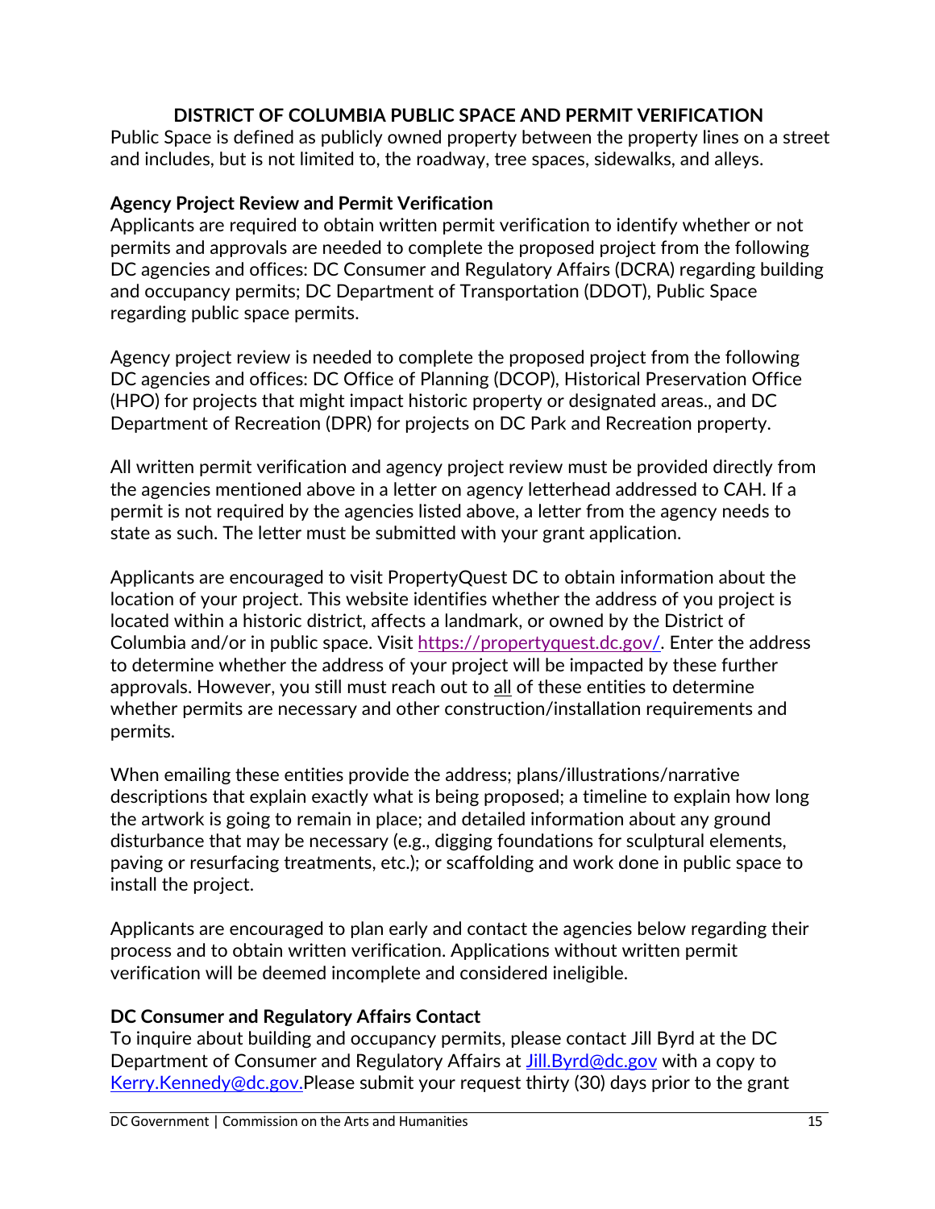## DISTRICT OF COLUMBIA PUBLIC SPACE AND PERMIT VERIFICATION

Public Space is defined as publicly owned property between the property lines on a street and includes, but is not limited to, the roadway, tree spaces, sidewalks, and alleys.

### Agency Project Review and Permit Verification

Applicants are required to obtain written permit verification to identify whether or not permits and approvals are needed to complete the proposed project from the following DC agencies and offices: DC Consumer and Regulatory Affairs (DCRA) regarding building and occupancy permits; DC Department of Transportation (DDOT), Public Space regarding public space permits.

Agency project review is needed to complete the proposed project from the following DC agencies and offices: DC Office of Planning (DCOP), Historical Preservation Office (HPO) for projects that might impact historic property or designated areas., and DC Department of Recreation (DPR) for projects on DC Park and Recreation property.

All written permit verification and agency project review must be provided directly from the agencies mentioned above in a letter on agency letterhead addressed to CAH. If a permit is not required by the agencies listed above, a letter from the agency needs to state as such. The letter must be submitted with your grant application.

Applicants are encouraged to visit PropertyQuest DC to obtain information about the location of your project. This website identifies whether the address of you project is located within a historic district, affects a landmark, or owned by the District of Columbia and/or in public space. Visit https://propertyquest.dc.gov/. Enter the address to determine whether the address of your project will be impacted by these further approvals. However, you still must reach out to <u>all</u> of these entities to determine whether permits are necessary and other construction/installation requirements and permits.

When emailing these entities provide the address; plans/illustrations/narrative descriptions that explain exactly what is being proposed; a timeline to explain how long the artwork is going to remain in place; and detailed information about any ground disturbance that may be necessary (e.g., digging foundations for sculptural elements, paving or resurfacing treatments, etc.); or scaffolding and work done in public space to install the project.

Applicants are encouraged to plan early and contact the agencies below regarding their process and to obtain written verification. Applications without written permit verification will be deemed incomplete and considered ineligible.

### DC Consumer and Regulatory Affairs Contact

To inquire about building and occupancy permits, please contact Jill Byrd at the DC Department of Consumer and Regulatory Affairs at Jill.Byrd@dc.gov with a copy to Kerry.Kennedy@dc.gov.Please submit your request thirty (30) days prior to the grant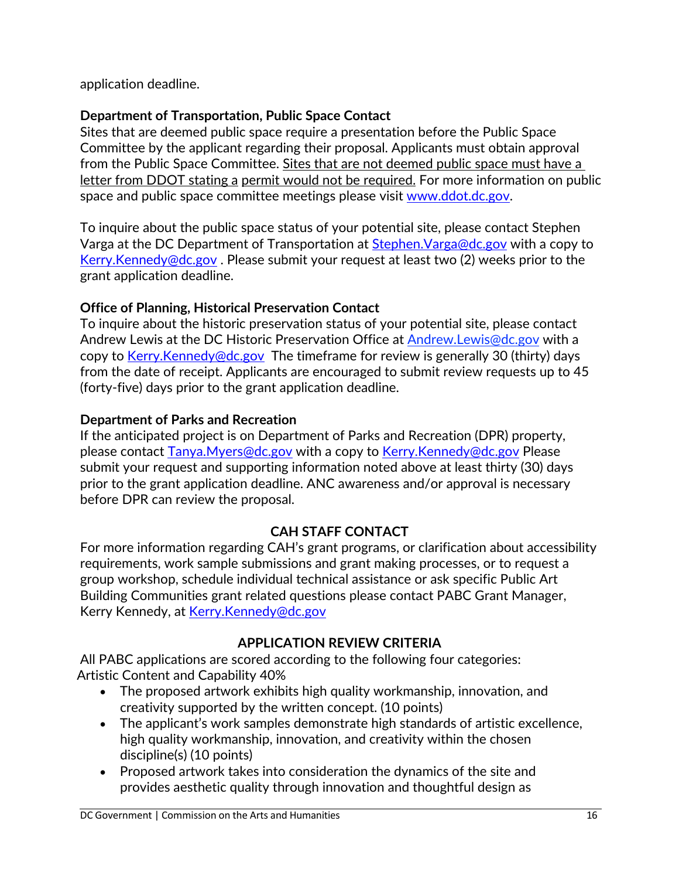application deadline.

**Department of Transportation, Public Space Contact**
Sites that are deemed public space require a presentation before the Public Space Committee by the applicant regarding their proposal. Applicants must obtain approval from the Public Space Committee. <u>Sites that are not deemed public space must have a letter from DDOT stating a permit would not be required.</u> For more information on public space and public space committee meetings please visit [www.ddot.dc.gov](http://www.ddot.dc.gov).

To inquire about the public space status of your potential site, please contact Stephen Varga at the DC Department of Transportation at [Stephen.Varga@dc.gov](mailto:Stephen.Varga@dc.gov) with a copy to [Kerry.Kennedy@dc.gov](mailto:Kerry.Kennedy@dc.gov) . Please submit your request at least two (2) weeks prior to the grant application deadline.

**Office of Planning, Historical Preservation Contact**
To inquire about the historic preservation status of your potential site, please contact Andrew Lewis at the DC Historic Preservation Office at [Andrew.Lewis@dc.gov](mailto:Andrew.Lewis@dc.gov) with a copy to [Kerry.Kennedy@dc.gov](mailto:Kerry.Kennedy@dc.gov) The timeframe for review is generally 30 (thirty) days from the date of receipt. Applicants are encouraged to submit review requests up to 45 (forty-five) days prior to the grant application deadline.

**Department of Parks and Recreation**
If the anticipated project is on Department of Parks and Recreation (DPR) property, please contact [Tanya.Myers@dc.gov](mailto:Tanya.Myers@dc.gov) with a copy to [Kerry.Kennedy@dc.gov](mailto:Kerry.Kennedy@dc.gov) Please submit your request and supporting information noted above at least thirty (30) days prior to the grant application deadline. ANC awareness and/or approval is necessary before DPR can review the proposal.

## CAH STAFF CONTACT

For more information regarding CAH's grant programs, or clarification about accessibility requirements, work sample submissions and grant making processes, or to request a group workshop, schedule individual technical assistance or ask specific Public Art Building Communities grant related questions please contact PABC Grant Manager, Kerry Kennedy, at [Kerry.Kennedy@dc.gov](mailto:Kerry.Kennedy@dc.gov)

## APPLICATION REVIEW CRITERIA

All PABC applications are scored according to the following four categories:
Artistic Content and Capability 40%

- The proposed artwork exhibits high quality workmanship, innovation, and creativity supported by the written concept. (10 points)
- The applicant's work samples demonstrate high standards of artistic excellence, high quality workmanship, innovation, and creativity within the chosen discipline(s) (10 points)
- Proposed artwork takes into consideration the dynamics of the site and provides aesthetic quality through innovation and thoughtful design as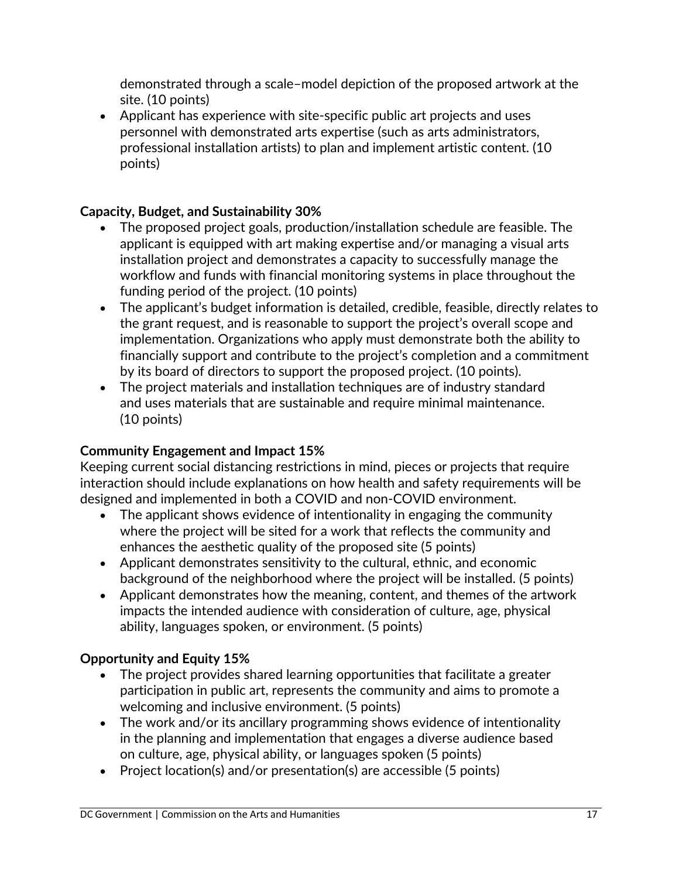demonstrated through a scale–model depiction of the proposed artwork at the site. (10 points)

- Applicant has experience with site-specific public art projects and uses personnel with demonstrated arts expertise (such as arts administrators, professional installation artists) to plan and implement artistic content. (10 points)

**Capacity, Budget, and Sustainability 30%**

- The proposed project goals, production/installation schedule are feasible. The applicant is equipped with art making expertise and/or managing a visual arts installation project and demonstrates a capacity to successfully manage the workflow and funds with financial monitoring systems in place throughout the funding period of the project. (10 points)
- The applicant's budget information is detailed, credible, feasible, directly relates to the grant request, and is reasonable to support the project's overall scope and implementation. Organizations who apply must demonstrate both the ability to financially support and contribute to the project's completion and a commitment by its board of directors to support the proposed project. (10 points).
- The project materials and installation techniques are of industry standard and uses materials that are sustainable and require minimal maintenance. (10 points)

**Community Engagement and Impact 15%**

Keeping current social distancing restrictions in mind, pieces or projects that require interaction should include explanations on how health and safety requirements will be designed and implemented in both a COVID and non-COVID environment.

- The applicant shows evidence of intentionality in engaging the community where the project will be sited for a work that reflects the community and enhances the aesthetic quality of the proposed site (5 points)
- Applicant demonstrates sensitivity to the cultural, ethnic, and economic background of the neighborhood where the project will be installed. (5 points)
- Applicant demonstrates how the meaning, content, and themes of the artwork impacts the intended audience with consideration of culture, age, physical ability, languages spoken, or environment. (5 points)

**Opportunity and Equity 15%**

- The project provides shared learning opportunities that facilitate a greater participation in public art, represents the community and aims to promote a welcoming and inclusive environment. (5 points)
- The work and/or its ancillary programming shows evidence of intentionality in the planning and implementation that engages a diverse audience based on culture, age, physical ability, or languages spoken (5 points)
- Project location(s) and/or presentation(s) are accessible (5 points)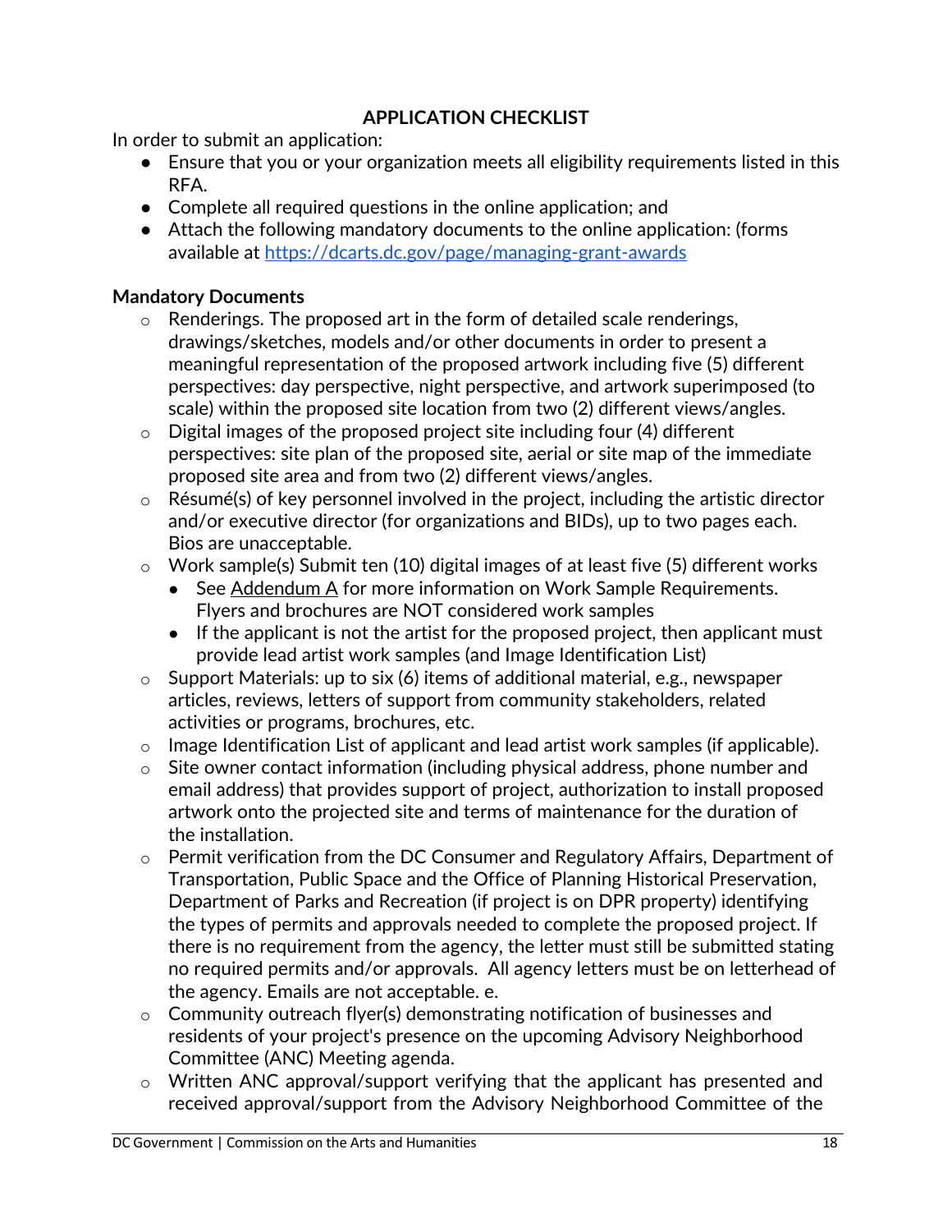## APPLICATION CHECKLIST

In order to submit an application:

- Ensure that you or your organization meets all eligibility requirements listed in this RFA.
- Complete all required questions in the online application; and
- Attach the following mandatory documents to the online application: (forms available at https://dcarts.dc.gov/page/managing-grant-awards

**Mandatory Documents**

- Renderings. The proposed art in the form of detailed scale renderings, drawings/sketches, models and/or other documents in order to present a meaningful representation of the proposed artwork including five (5) different perspectives: day perspective, night perspective, and artwork superimposed (to scale) within the proposed site location from two (2) different views/angles.
- Digital images of the proposed project site including four (4) different perspectives: site plan of the proposed site, aerial or site map of the immediate proposed site area and from two (2) different views/angles.
- Résumé(s) of key personnel involved in the project, including the artistic director and/or executive director (for organizations and BIDs), up to two pages each. Bios are unacceptable.
- Work sample(s) Submit ten (10) digital images of at least five (5) different works
  - See Addendum A for more information on Work Sample Requirements. Flyers and brochures are NOT considered work samples
  - If the applicant is not the artist for the proposed project, then applicant must provide lead artist work samples (and Image Identification List)
- Support Materials: up to six (6) items of additional material, e.g., newspaper articles, reviews, letters of support from community stakeholders, related activities or programs, brochures, etc.
- Image Identification List of applicant and lead artist work samples (if applicable).
- Site owner contact information (including physical address, phone number and email address) that provides support of project, authorization to install proposed artwork onto the projected site and terms of maintenance for the duration of the installation.
- Permit verification from the DC Consumer and Regulatory Affairs, Department of Transportation, Public Space and the Office of Planning Historical Preservation, Department of Parks and Recreation (if project is on DPR property) identifying the types of permits and approvals needed to complete the proposed project. If there is no requirement from the agency, the letter must still be submitted stating no required permits and/or approvals. All agency letters must be on letterhead of the agency. Emails are not acceptable. e.
- Community outreach flyer(s) demonstrating notification of businesses and residents of your project's presence on the upcoming Advisory Neighborhood Committee (ANC) Meeting agenda.
- Written ANC approval/support verifying that the applicant has presented and received approval/support from the Advisory Neighborhood Committee of the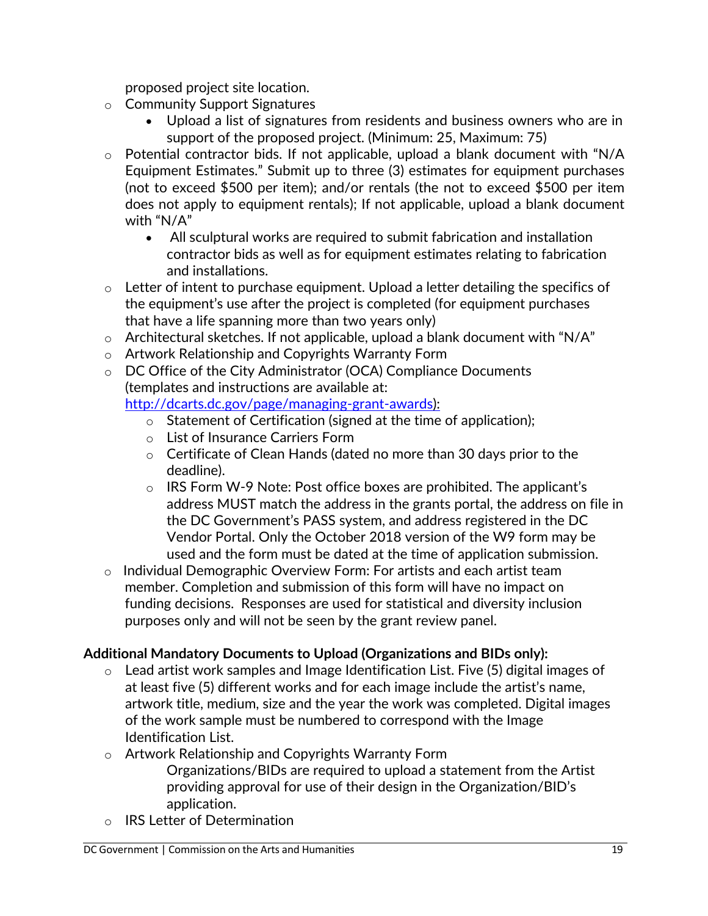proposed project site location.

- Community Support Signatures
  - Upload a list of signatures from residents and business owners who are in support of the proposed project. (Minimum: 25, Maximum: 75)
- Potential contractor bids. If not applicable, upload a blank document with "N/A Equipment Estimates." Submit up to three (3) estimates for equipment purchases (not to exceed $500 per item); and/or rentals (the not to exceed $500 per item does not apply to equipment rentals); If not applicable, upload a blank document with "N/A"
  - All sculptural works are required to submit fabrication and installation contractor bids as well as for equipment estimates relating to fabrication and installations.
- Letter of intent to purchase equipment. Upload a letter detailing the specifics of the equipment's use after the project is completed (for equipment purchases that have a life spanning more than two years only)
- Architectural sketches. If not applicable, upload a blank document with "N/A"
- Artwork Relationship and Copyrights Warranty Form
- DC Office of the City Administrator (OCA) Compliance Documents (templates and instructions are available at: [http://dcarts.dc.gov/page/managing-grant-awards](http://dcarts.dc.gov/page/managing-grant-awards)):
  - Statement of Certification (signed at the time of application);
  - List of Insurance Carriers Form
  - Certificate of Clean Hands (dated no more than 30 days prior to the deadline).
  - IRS Form W-9 Note: Post office boxes are prohibited. The applicant's address MUST match the address in the grants portal, the address on file in the DC Government's PASS system, and address registered in the DC Vendor Portal. Only the October 2018 version of the W9 form may be used and the form must be dated at the time of application submission.
- Individual Demographic Overview Form: For artists and each artist team member. Completion and submission of this form will have no impact on funding decisions. Responses are used for statistical and diversity inclusion purposes only and will not be seen by the grant review panel.

**Additional Mandatory Documents to Upload (Organizations and BIDs only):**

- Lead artist work samples and Image Identification List. Five (5) digital images of at least five (5) different works and for each image include the artist's name, artwork title, medium, size and the year the work was completed. Digital images of the work sample must be numbered to correspond with the Image Identification List.
- Artwork Relationship and Copyrights Warranty Form

  Organizations/BIDs are required to upload a statement from the Artist providing approval for use of their design in the Organization/BID's application.
- IRS Letter of Determination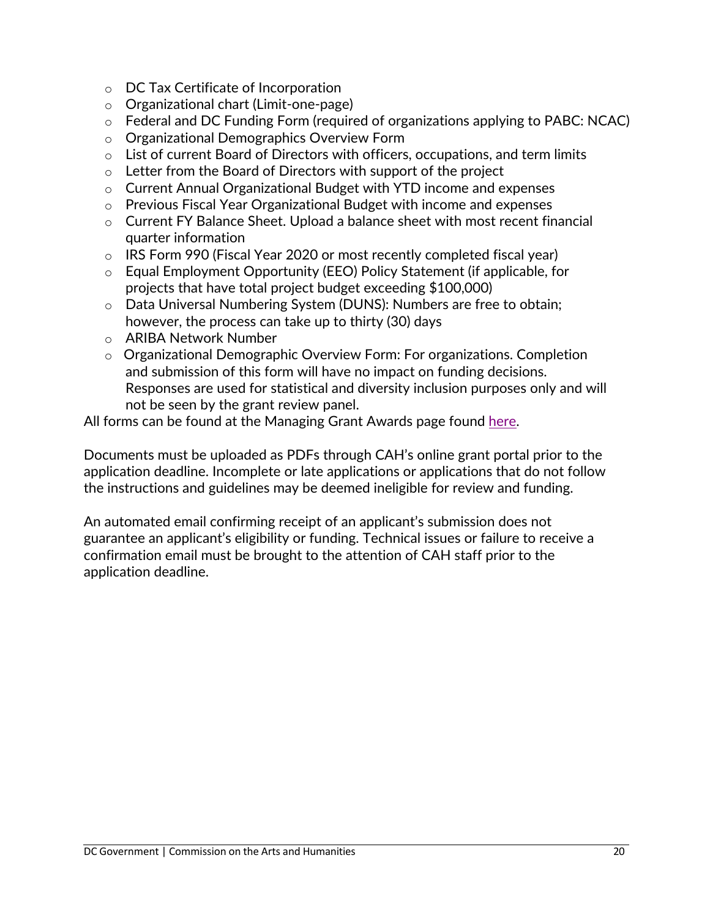- DC Tax Certificate of Incorporation
- Organizational chart (Limit-one-page)
- Federal and DC Funding Form (required of organizations applying to PABC: NCAC)
- Organizational Demographics Overview Form
- List of current Board of Directors with officers, occupations, and term limits
- Letter from the Board of Directors with support of the project
- Current Annual Organizational Budget with YTD income and expenses
- Previous Fiscal Year Organizational Budget with income and expenses
- Current FY Balance Sheet. Upload a balance sheet with most recent financial quarter information
- IRS Form 990 (Fiscal Year 2020 or most recently completed fiscal year)
- Equal Employment Opportunity (EEO) Policy Statement (if applicable, for projects that have total project budget exceeding $100,000)
- Data Universal Numbering System (DUNS): Numbers are free to obtain; however, the process can take up to thirty (30) days
- ARIBA Network Number
- Organizational Demographic Overview Form: For organizations. Completion and submission of this form will have no impact on funding decisions. Responses are used for statistical and diversity inclusion purposes only and will not be seen by the grant review panel.

All forms can be found at the Managing Grant Awards page found here.

Documents must be uploaded as PDFs through CAH's online grant portal prior to the application deadline. Incomplete or late applications or applications that do not follow the instructions and guidelines may be deemed ineligible for review and funding.

An automated email confirming receipt of an applicant's submission does not guarantee an applicant's eligibility or funding. Technical issues or failure to receive a confirmation email must be brought to the attention of CAH staff prior to the application deadline.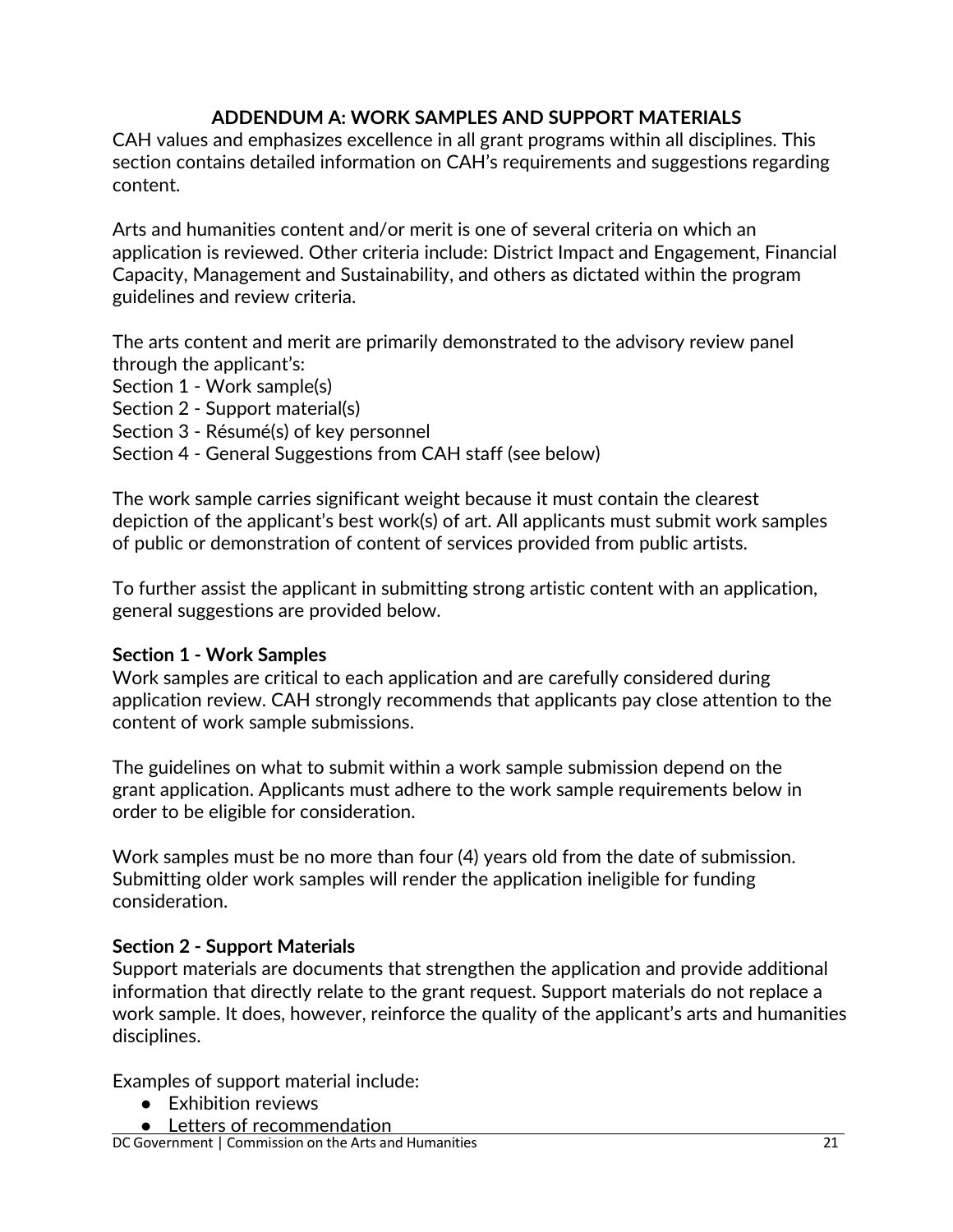## ADDENDUM A: WORK SAMPLES AND SUPPORT MATERIALS

CAH values and emphasizes excellence in all grant programs within all disciplines. This section contains detailed information on CAH's requirements and suggestions regarding content.

Arts and humanities content and/or merit is one of several criteria on which an application is reviewed. Other criteria include: District Impact and Engagement, Financial Capacity, Management and Sustainability, and others as dictated within the program guidelines and review criteria.

The arts content and merit are primarily demonstrated to the advisory review panel through the applicant's:
Section 1 - Work sample(s)
Section 2 - Support material(s)
Section 3 - Résumé(s) of key personnel
Section 4 - General Suggestions from CAH staff (see below)

The work sample carries significant weight because it must contain the clearest depiction of the applicant's best work(s) of art. All applicants must submit work samples of public or demonstration of content of services provided from public artists.

To further assist the applicant in submitting strong artistic content with an application, general suggestions are provided below.

### Section 1 - Work Samples

Work samples are critical to each application and are carefully considered during application review. CAH strongly recommends that applicants pay close attention to the content of work sample submissions.

The guidelines on what to submit within a work sample submission depend on the grant application. Applicants must adhere to the work sample requirements below in order to be eligible for consideration.

Work samples must be no more than four (4) years old from the date of submission. Submitting older work samples will render the application ineligible for funding consideration.

### Section 2 - Support Materials

Support materials are documents that strengthen the application and provide additional information that directly relate to the grant request. Support materials do not replace a work sample. It does, however, reinforce the quality of the applicant's arts and humanities disciplines.

Examples of support material include:

- Exhibition reviews
- Letters of recommendation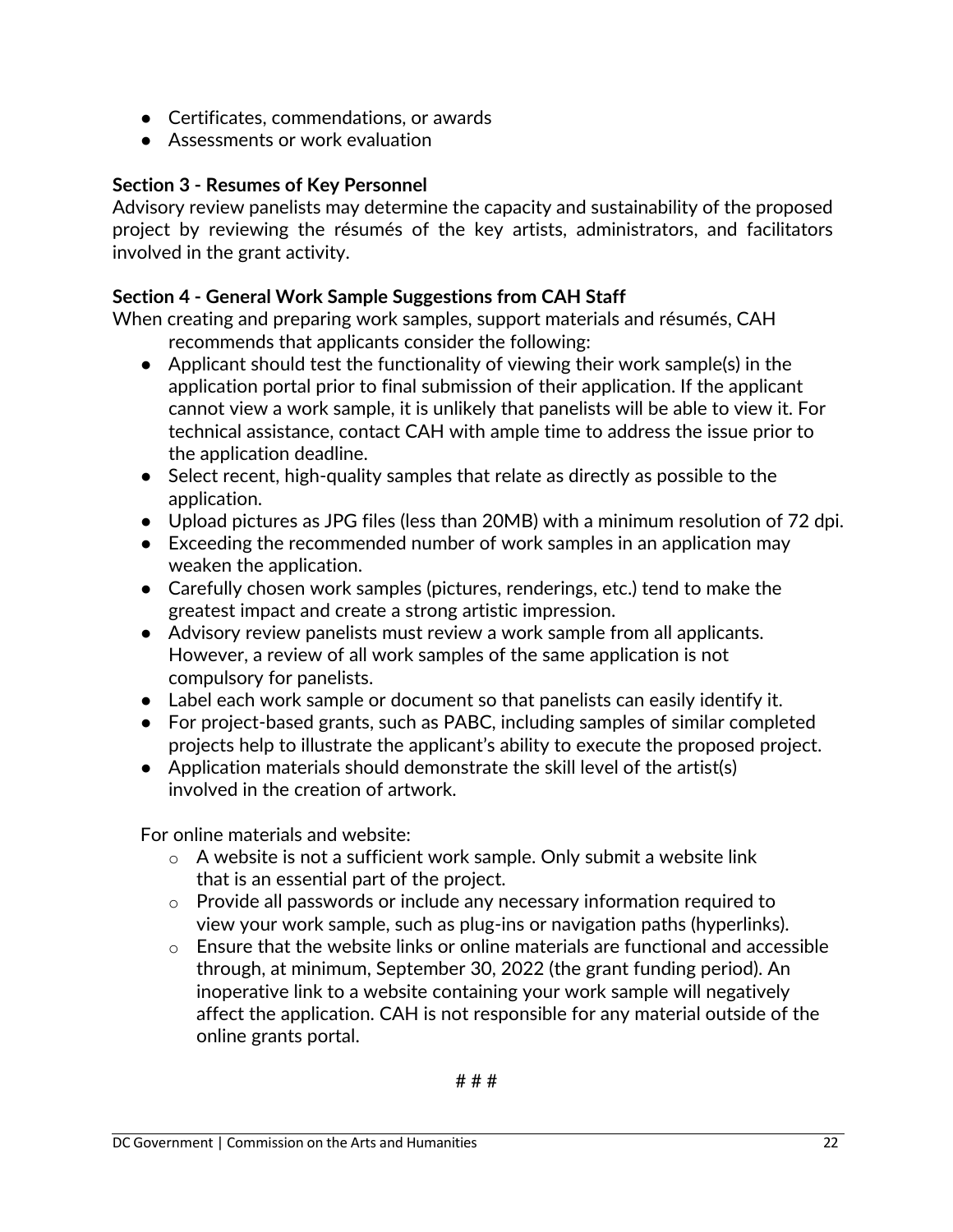- Certificates, commendations, or awards
- Assessments or work evaluation

**Section 3 - Resumes of Key Personnel**

Advisory review panelists may determine the capacity and sustainability of the proposed project by reviewing the résumés of the key artists, administrators, and facilitators involved in the grant activity.

**Section 4 - General Work Sample Suggestions from CAH Staff**

When creating and preparing work samples, support materials and résumés, CAH recommends that applicants consider the following:

- Applicant should test the functionality of viewing their work sample(s) in the application portal prior to final submission of their application. If the applicant cannot view a work sample, it is unlikely that panelists will be able to view it. For technical assistance, contact CAH with ample time to address the issue prior to the application deadline.
- Select recent, high-quality samples that relate as directly as possible to the application.
- Upload pictures as JPG files (less than 20MB) with a minimum resolution of 72 dpi.
- Exceeding the recommended number of work samples in an application may weaken the application.
- Carefully chosen work samples (pictures, renderings, etc.) tend to make the greatest impact and create a strong artistic impression.
- Advisory review panelists must review a work sample from all applicants. However, a review of all work samples of the same application is not compulsory for panelists.
- Label each work sample or document so that panelists can easily identify it.
- For project-based grants, such as PABC, including samples of similar completed projects help to illustrate the applicant's ability to execute the proposed project.
- Application materials should demonstrate the skill level of the artist(s) involved in the creation of artwork.

For online materials and website:

- A website is not a sufficient work sample. Only submit a website link that is an essential part of the project.
- Provide all passwords or include any necessary information required to view your work sample, such as plug-ins or navigation paths (hyperlinks).
- Ensure that the website links or online materials are functional and accessible through, at minimum, September 30, 2022 (the grant funding period). An inoperative link to a website containing your work sample will negatively affect the application. CAH is not responsible for any material outside of the online grants portal.

# # #